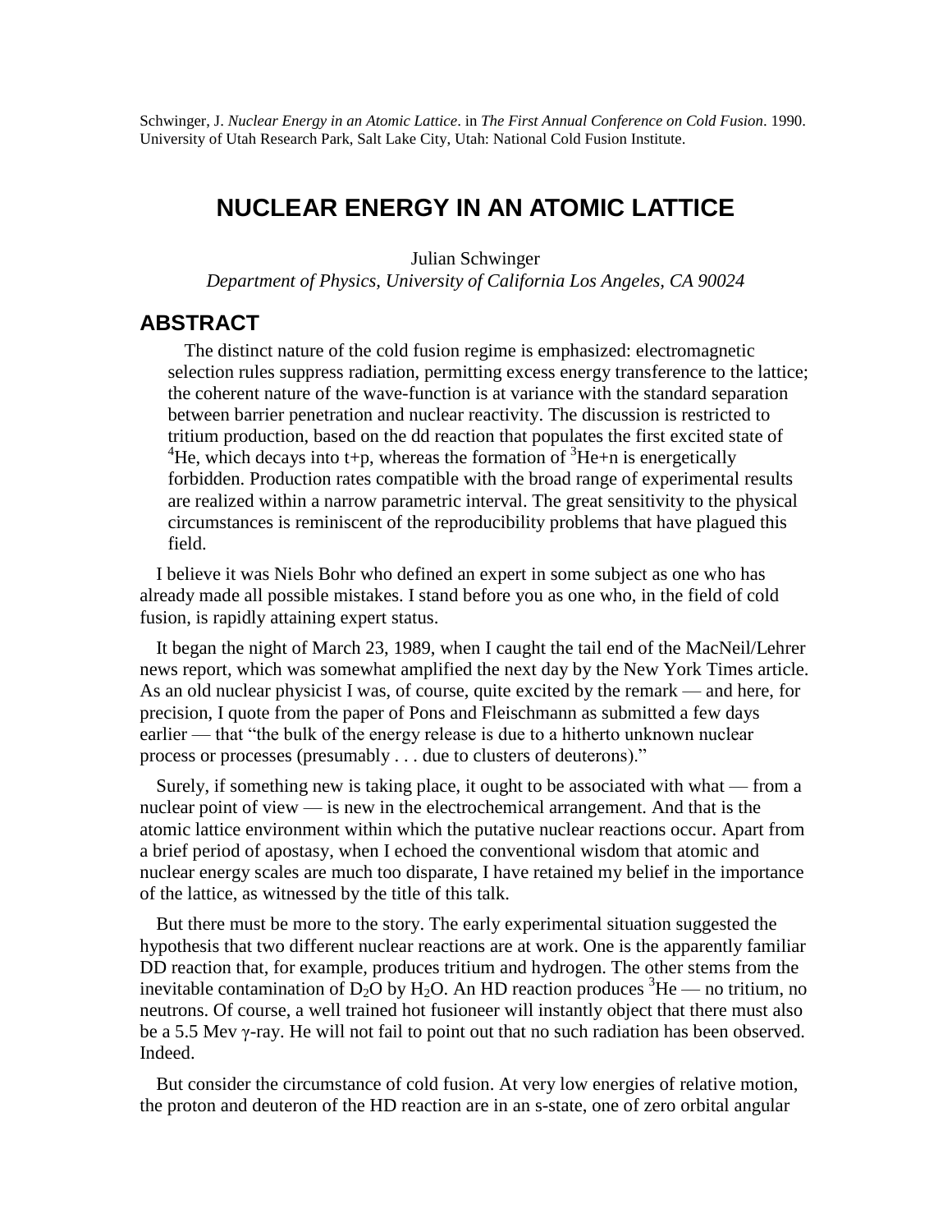Schwinger, J. *Nuclear Energy in an Atomic Lattice*. in *The First Annual Conference on Cold Fusion*. 1990. University of Utah Research Park, Salt Lake City, Utah: National Cold Fusion Institute.

# NUCLEAR ENERGY IN AN ATOMIC LATTICE

Julian Schwinger

*Department of Physics, University of California Los Angeles, CA 90024*

## ABSTRACT

The distinct nature of the cold fusion regime is emphasized: electromagnetic selection rules suppress radiation, permitting excess energy transference to the lattice; the coherent nature of the wave-function is at variance with the standard separation between barrier penetration and nuclear reactivity. The discussion is restricted to tritium production, based on the dd reaction that populates the first excited state of $^4$He, which decays into t+p, whereas the formation of $^3$He+n is energetically forbidden. Production rates compatible with the broad range of experimental results are realized within a narrow parametric interval. The great sensitivity to the physical circumstances is reminiscent of the reproducibility problems that have plagued this field.

I believe it was Niels Bohr who defined an expert in some subject as one who has already made all possible mistakes. I stand before you as one who, in the field of cold fusion, is rapidly attaining expert status.

It began the night of March 23, 1989, when I caught the tail end of the MacNeil/Lehrer news report, which was somewhat amplified the next day by the New York Times article. As an old nuclear physicist I was, of course, quite excited by the remark — and here, for precision, I quote from the paper of Pons and Fleischmann as submitted a few days earlier — that "the bulk of the energy release is due to a hitherto unknown nuclear process or processes (presumably . . . due to clusters of deuterons)."

Surely, if something new is taking place, it ought to be associated with what — from a nuclear point of view — is new in the electrochemical arrangement. And that is the atomic lattice environment within which the putative nuclear reactions occur. Apart from a brief period of apostasy, when I echoed the conventional wisdom that atomic and nuclear energy scales are much too disparate, I have retained my belief in the importance of the lattice, as witnessed by the title of this talk.

But there must be more to the story. The early experimental situation suggested the hypothesis that two different nuclear reactions are at work. One is the apparently familiar DD reaction that, for example, produces tritium and hydrogen. The other stems from the inevitable contamination of $D_2O$ by $H_2O$. An HD reaction produces $^3$He — no tritium, no neutrons. Of course, a well trained hot fusioneer will instantly object that there must also be a 5.5 Mev $\gamma$-ray. He will not fail to point out that no such radiation has been observed. Indeed.

But consider the circumstance of cold fusion. At very low energies of relative motion, the proton and deuteron of the HD reaction are in an s-state, one of zero orbital angular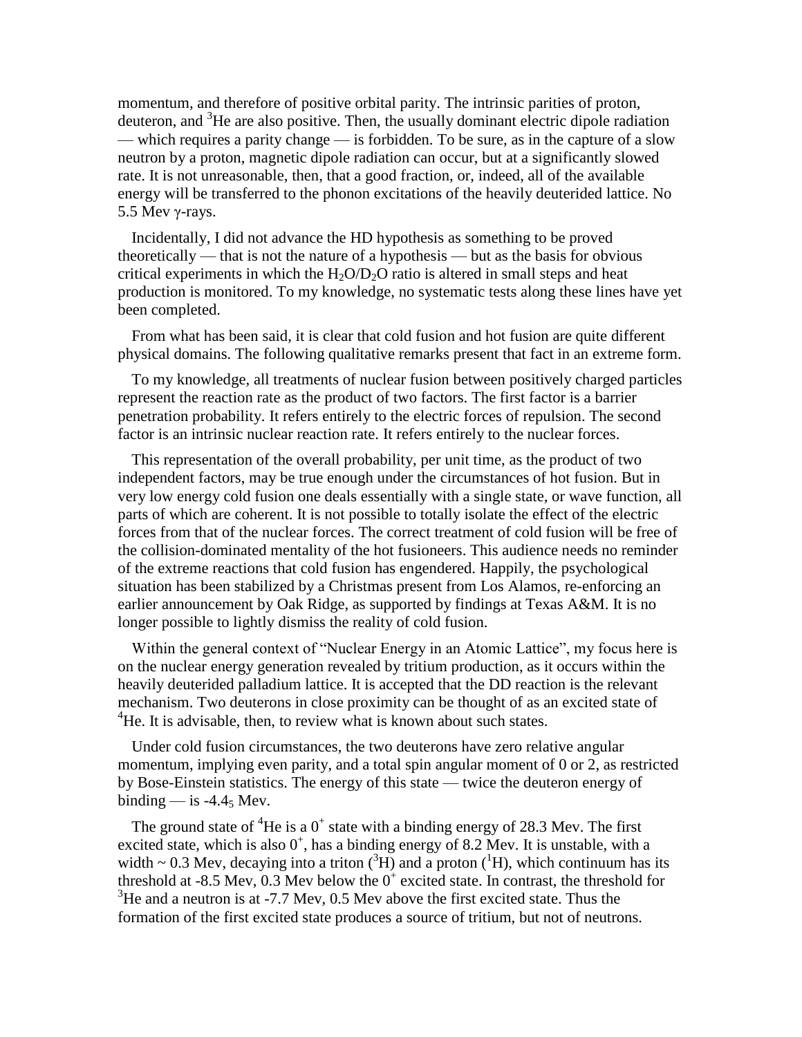momentum, and therefore of positive orbital parity. The intrinsic parities of proton, deuteron, and $^3$He are also positive. Then, the usually dominant electric dipole radiation — which requires a parity change — is forbidden. To be sure, as in the capture of a slow neutron by a proton, magnetic dipole radiation can occur, but at a significantly slowed rate. It is not unreasonable, then, that a good fraction, or, indeed, all of the available energy will be transferred to the phonon excitations of the heavily deuterided lattice. No 5.5 Mev $\gamma$-rays.

Incidentally, I did not advance the HD hypothesis as something to be proved theoretically — that is not the nature of a hypothesis — but as the basis for obvious critical experiments in which the $H_2O/D_2O$ ratio is altered in small steps and heat production is monitored. To my knowledge, no systematic tests along these lines have yet been completed.

From what has been said, it is clear that cold fusion and hot fusion are quite different physical domains. The following qualitative remarks present that fact in an extreme form.

To my knowledge, all treatments of nuclear fusion between positively charged particles represent the reaction rate as the product of two factors. The first factor is a barrier penetration probability. It refers entirely to the electric forces of repulsion. The second factor is an intrinsic nuclear reaction rate. It refers entirely to the nuclear forces.

This representation of the overall probability, per unit time, as the product of two independent factors, may be true enough under the circumstances of hot fusion. But in very low energy cold fusion one deals essentially with a single state, or wave function, all parts of which are coherent. It is not possible to totally isolate the effect of the electric forces from that of the nuclear forces. The correct treatment of cold fusion will be free of the collision-dominated mentality of the hot fusioneers. This audience needs no reminder of the extreme reactions that cold fusion has engendered. Happily, the psychological situation has been stabilized by a Christmas present from Los Alamos, re-enforcing an earlier announcement by Oak Ridge, as supported by findings at Texas A&M. It is no longer possible to lightly dismiss the reality of cold fusion.

Within the general context of "Nuclear Energy in an Atomic Lattice", my focus here is on the nuclear energy generation revealed by tritium production, as it occurs within the heavily deuterided palladium lattice. It is accepted that the DD reaction is the relevant mechanism. Two deuterons in close proximity can be thought of as an excited state of $^4$He. It is advisable, then, to review what is known about such states.

Under cold fusion circumstances, the two deuterons have zero relative angular momentum, implying even parity, and a total spin angular moment of 0 or 2, as restricted by Bose-Einstein statistics. The energy of this state — twice the deuteron energy of binding — is $-4.4_5$ Mev.

The ground state of $^4$He is a $0^+$ state with a binding energy of 28.3 Mev. The first excited state, which is also $0^+$, has a binding energy of 8.2 Mev. It is unstable, with a width ~ 0.3 Mev, decaying into a triton ($^3$H) and a proton ($^1$H), which continuum has its threshold at -8.5 Mev, 0.3 Mev below the $0^+$ excited state. In contrast, the threshold for $^3$He and a neutron is at -7.7 Mev, 0.5 Mev above the first excited state. Thus the formation of the first excited state produces a source of tritium, but not of neutrons.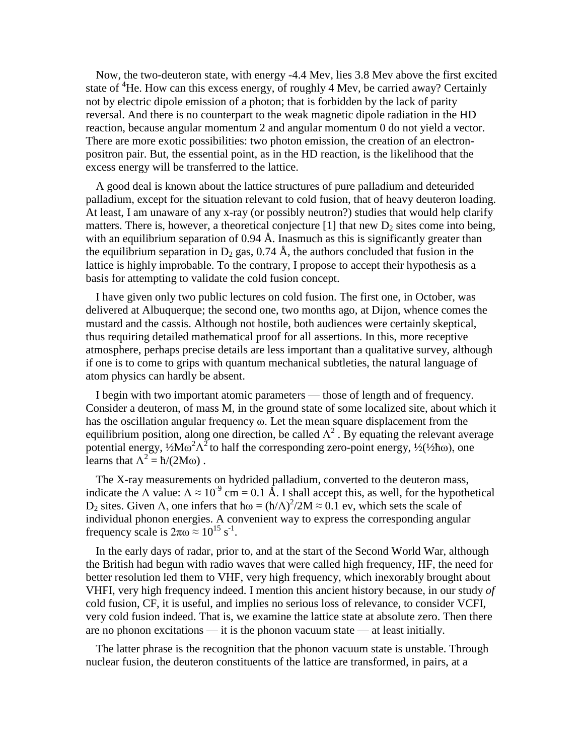Now, the two-deuteron state, with energy -4.4 Mev, lies 3.8 Mev above the first excited state of $^4He$. How can this excess energy, of roughly 4 Mev, be carried away? Certainly not by electric dipole emission of a photon; that is forbidden by the lack of parity reversal. And there is no counterpart to the weak magnetic dipole radiation in the HD reaction, because angular momentum 2 and angular momentum 0 do not yield a vector. There are more exotic possibilities: two photon emission, the creation of an electron-positron pair. But, the essential point, as in the HD reaction, is the likelihood that the excess energy will be transferred to the lattice.

A good deal is known about the lattice structures of pure palladium and deteurided palladium, except for the situation relevant to cold fusion, that of heavy deuteron loading. At least, I am unaware of any x-ray (or possibly neutron?) studies that would help clarify matters. There is, however, a theoretical conjecture [1] that new $D_2$ sites come into being, with an equilibrium separation of 0.94 Å. Inasmuch as this is significantly greater than the equilibrium separation in $D_2$ gas, 0.74 Å, the authors concluded that fusion in the lattice is highly improbable. To the contrary, I propose to accept their hypothesis as a basis for attempting to validate the cold fusion concept.

I have given only two public lectures on cold fusion. The first one, in October, was delivered at Albuquerque; the second one, two months ago, at Dijon, whence comes the mustard and the cassis. Although not hostile, both audiences were certainly skeptical, thus requiring detailed mathematical proof for all assertions. In this, more receptive atmosphere, perhaps precise details are less important than a qualitative survey, although if one is to come to grips with quantum mechanical subtleties, the natural language of atom physics can hardly be absent.

I begin with two important atomic parameters — those of length and of frequency. Consider a deuteron, of mass M, in the ground state of some localized site, about which it has the oscillation angular frequency ω. Let the mean square displacement from the equilibrium position, along one direction, be called $\Lambda^2$. By equating the relevant average potential energy, $\frac{1}{2}M\omega^2\Lambda^2$ to half the corresponding zero-point energy, $\frac{1}{2}(\frac{1}{2}\hbar\omega)$, one learns that $\Lambda^2 = \hbar/(2M\omega)$.

The X-ray measurements on hydrided palladium, converted to the deuteron mass, indicate the Λ value: $\Lambda \approx 10^{-9}$ cm = 0.1 Å. I shall accept this, as well, for the hypothetical $D_2$ sites. Given Λ, one infers that $\hbar\omega = (\hbar/\Lambda)^2/2M \approx 0.1$ ev, which sets the scale of individual phonon energies. A convenient way to express the corresponding angular frequency scale is $2\pi\omega \approx 10^{15}\ \mathrm{s}^{-1}$.

In the early days of radar, prior to, and at the start of the Second World War, although the British had begun with radio waves that were called high frequency, HF, the need for better resolution led them to VHF, very high frequency, which inexorably brought about VHFI, very high frequency indeed. I mention this ancient history because, in our study *of* cold fusion, CF, it is useful, and implies no serious loss of relevance, to consider VCFI, very cold fusion indeed. That is, we examine the lattice state at absolute zero. Then there are no phonon excitations — it is the phonon vacuum state — at least initially.

The latter phrase is the recognition that the phonon vacuum state is unstable. Through nuclear fusion, the deuteron constituents of the lattice are transformed, in pairs, at a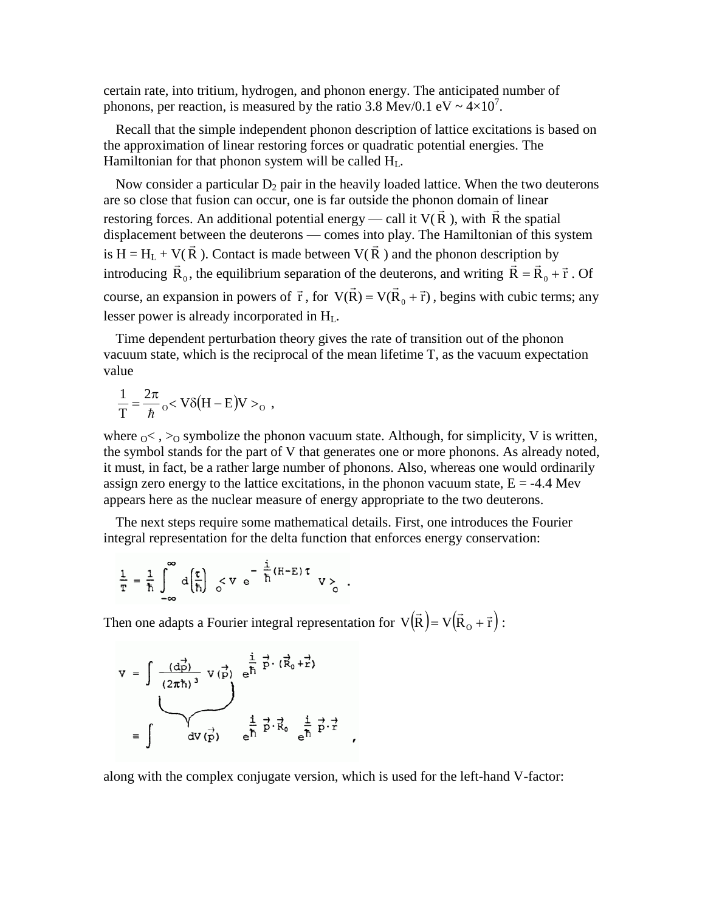certain rate, into tritium, hydrogen, and phonon energy. The anticipated number of phonons, per reaction, is measured by the ratio 3.8 Mev/0.1 eV ~ $4\times10^7$.

Recall that the simple independent phonon description of lattice excitations is based on the approximation of linear restoring forces or quadratic potential energies. The Hamiltonian for that phonon system will be called $H_L$.

Now consider a particular $D_2$ pair in the heavily loaded lattice. When the two deuterons are so close that fusion can occur, one is far outside the phonon domain of linear restoring forces. An additional potential energy — call it $V(\vec{R})$, with $\vec{R}$ the spatial displacement between the deuterons — comes into play. The Hamiltonian of this system is $H = H_L + V(\vec{R})$. Contact is made between $V(\vec{R})$ and the phonon description by introducing $\vec{R}_0$, the equilibrium separation of the deuterons, and writing $\vec{R} = \vec{R}_0 + \vec{r}$. Of course, an expansion in powers of $\vec{r}$, for $V(\vec{R}) = V(\vec{R}_0 + \vec{r})$, begins with cubic terms; any lesser power is already incorporated in $H_L$.

Time dependent perturbation theory gives the rate of transition out of the phonon vacuum state, which is the reciprocal of the mean lifetime T, as the vacuum expectation value

$$\frac{1}{T} = \frac{2\pi}{\hbar}\, {}_O\!< V\delta(H-E)V >_O \;,$$

where ${}_O\!<\,,\,>_O$ symbolize the phonon vacuum state. Although, for simplicity, V is written, the symbol stands for the part of V that generates one or more phonons. As already noted, it must, in fact, be a rather large number of phonons. Also, whereas one would ordinarily assign zero energy to the lattice excitations, in the phonon vacuum state, E = -4.4 Mev appears here as the nuclear measure of energy appropriate to the two deuterons.

The next steps require some mathematical details. First, one introduces the Fourier integral representation for the delta function that enforces energy conservation:

$$\frac{1}{T} = \frac{1}{\hbar}\int_{-\infty}^{\infty} d\!\left(\frac{\tau}{\hbar}\right)\, {}_O\!< V\, e^{-\frac{i}{\hbar}(H-E)\tau}\, V >_O \;.$$

Then one adapts a Fourier integral representation for $V(\vec{R}) = V(\vec{R}_O + \vec{r})$:

$$V = \int \underbrace{\frac{(d\vec{p})}{(2\pi\hbar)^3}\, v(\vec{p})}_{dV(\vec{p})}\, e^{\frac{i}{\hbar}\vec{p}\cdot(\vec{R}_0+\vec{r})}$$

$$\equiv \int dV(\vec{p})\, e^{\frac{i}{\hbar}\vec{p}\cdot\vec{R}_0}\, e^{\frac{i}{\hbar}\vec{p}\cdot\vec{r}} \;,$$

along with the complex conjugate version, which is used for the left-hand V-factor: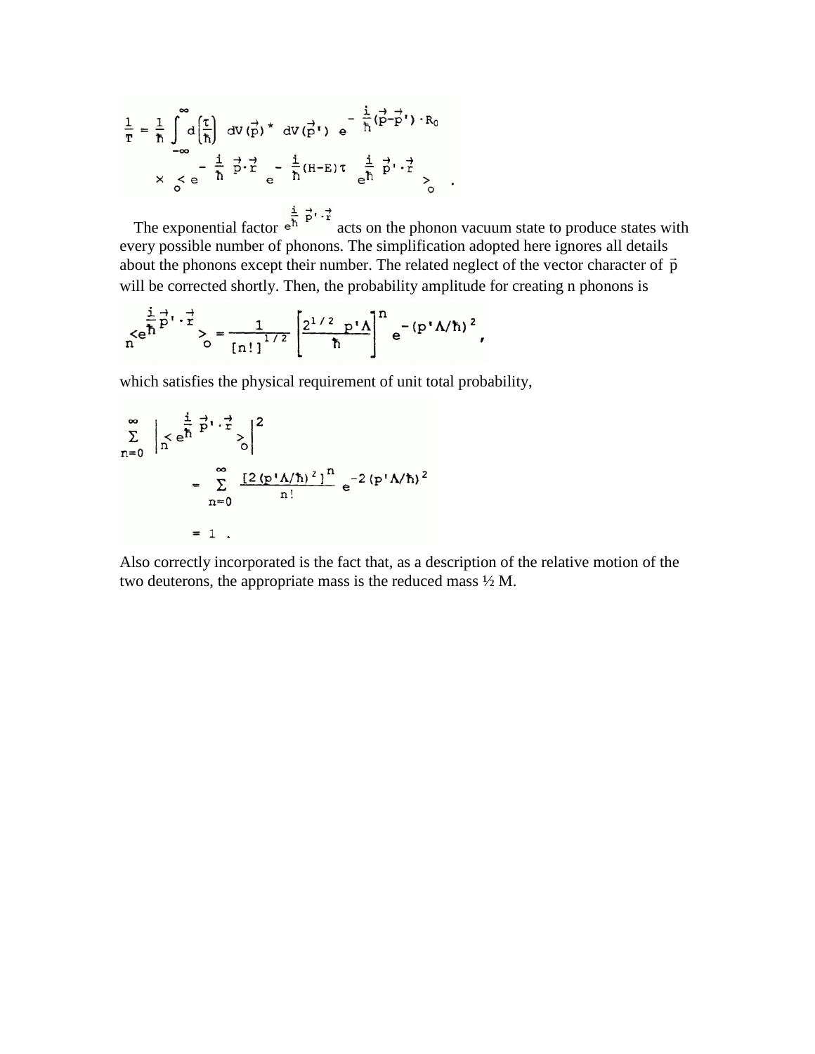$$\frac{1}{T} = \frac{1}{\hbar} \int_{-\infty}^{\infty} d\left(\frac{\tau}{\hbar}\right) \; dV(\vec{p})^* \; dV(\vec{p}\,') \; e^{-\frac{i}{\hbar}(\vec{p}-\vec{p}\,')\cdot R_0}$$

$$\times \; {}_0\!\left< e^{-\frac{i}{\hbar}\vec{p}\cdot\vec{r}} \; e^{-\frac{i}{\hbar}(H-E)\tau} \; e^{\frac{i}{\hbar}\vec{p}\,'\cdot\vec{r}} \right>_0 \; .$$

The exponential factor $e^{\frac{i}{\hbar}\vec{p}\,'\cdot\vec{r}}$ acts on the phonon vacuum state to produce states with every possible number of phonons. The simplification adopted here ignores all details about the phonons except their number. The related neglect of the vector character of $\vec{p}$ will be corrected shortly. Then, the probability amplitude for creating n phonons is

$${}_n\!\left< e^{\frac{i}{\hbar}\vec{p}\,'\cdot\vec{r}} \right>_0 = \frac{1}{[n!]^{1/2}} \left[\frac{2^{1/2}\, p'\Lambda}{\hbar}\right]^n e^{-(p'\Lambda/\hbar)^2} ,$$

which satisfies the physical requirement of unit total probability,

$$\sum_{n=0}^{\infty} \left| {}_n\!\left< e^{\frac{i}{\hbar}\vec{p}\,'\cdot\vec{r}} \right>_0 \right|^2$$

$$= \sum_{n=0}^{\infty} \frac{[2(p'\Lambda/\hbar)^2]^n}{n!} e^{-2(p'\Lambda/\hbar)^2}$$

$$= 1 \; .$$

Also correctly incorporated is the fact that, as a description of the relative motion of the two deuterons, the appropriate mass is the reduced mass ½ M.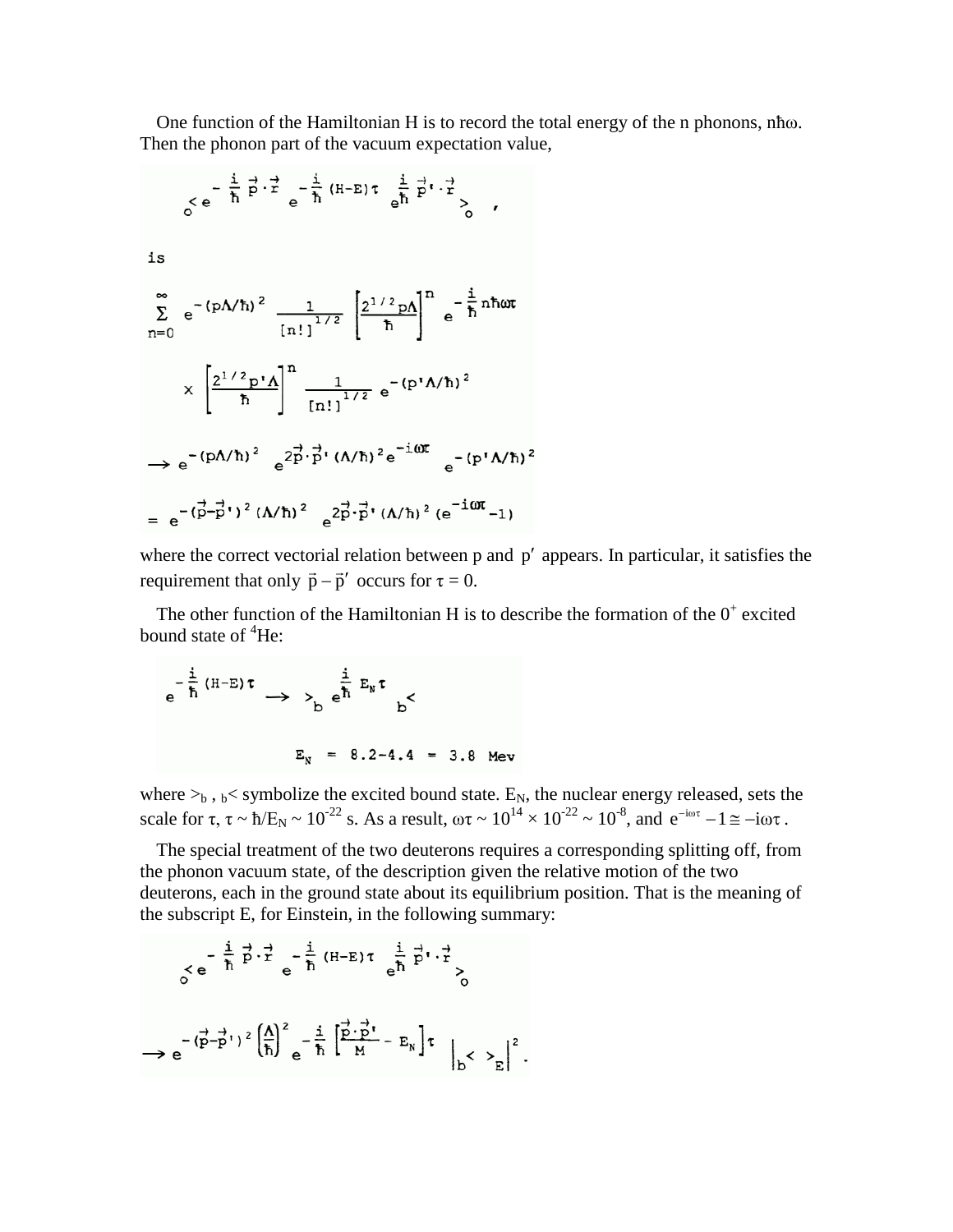One function of the Hamiltonian H is to record the total energy of the n phonons, $n\hbar\omega$. Then the phonon part of the vacuum expectation value,

$$ {}_{o}\langle e^{-\frac{i}{\hbar}\vec{p}\cdot\vec{r}} \, e^{-\frac{i}{\hbar}(H-E)\tau} \, e^{\frac{i}{\hbar}\vec{p}\,'\cdot\vec{r}} \rangle_{o} \,, $$

is

$$ \sum_{n=0}^{\infty} e^{-(p\Lambda/\hbar)^2} \frac{1}{[n!]^{1/2}} \left[\frac{2^{1/2}p\Lambda}{\hbar}\right]^n e^{-\frac{i}{\hbar}n\hbar\omega\tau} $$

$$ \times \left[\frac{2^{1/2}p'\Lambda}{\hbar}\right]^n \frac{1}{[n!]^{1/2}} e^{-(p'\Lambda/\hbar)^2} $$

$$ \rightarrow e^{-(p\Lambda/\hbar)^2} \, e^{2\vec{p}\cdot\vec{p}\,'(\Lambda/\hbar)^2 e^{-i\omega\tau}} \, e^{-(p'\Lambda/\hbar)^2} $$

$$ = e^{-(\vec{p}-\vec{p}\,')^2(\Lambda/\hbar)^2} \, e^{2\vec{p}\cdot\vec{p}\,'(\Lambda/\hbar)^2(e^{-i\omega\tau}-1)} $$

where the correct vectorial relation between p and $p'$ appears. In particular, it satisfies the requirement that only $\vec{p}-\vec{p}\,'$ occurs for $\tau = 0$.

The other function of the Hamiltonian H is to describe the formation of the $0^+$ excited bound state of $^4$He:

$$ e^{-\frac{i}{\hbar}(H-E)\tau} \rightarrow \, >_b \, e^{\frac{i}{\hbar}E_N\tau} \, {}_b< $$

$$ E_N = 8.2-4.4 = 3.8 \text{ Mev} $$

where $>_b$ , $_b<$ symbolize the excited bound state. $E_N$, the nuclear energy released, sets the scale for $\tau$, $\tau \sim \hbar/E_N \sim 10^{-22}$ s. As a result, $\omega\tau \sim 10^{14} \times 10^{-22} \sim 10^{-8}$, and $e^{-i\omega\tau} - 1 \cong -i\omega\tau$.

The special treatment of the two deuterons requires a corresponding splitting off, from the phonon vacuum state, of the description given the relative motion of the two deuterons, each in the ground state about its equilibrium position. That is the meaning of the subscript E, for Einstein, in the following summary:

$$ {}_{o}\langle e^{-\frac{i}{\hbar}\vec{p}\cdot\vec{r}} \, e^{-\frac{i}{\hbar}(H-E)\tau} \, e^{\frac{i}{\hbar}\vec{p}\,'\cdot\vec{r}} \rangle_{o} $$

$$ \rightarrow e^{-(\vec{p}-\vec{p}\,')^2\left(\frac{\Lambda}{\hbar}\right)^2} \, e^{-\frac{i}{\hbar}\left[\frac{\vec{p}\cdot\vec{p}\,'}{M} - E_N\right]\tau} \, \left|{}_b\langle \, \rangle_E\right|^2 . $$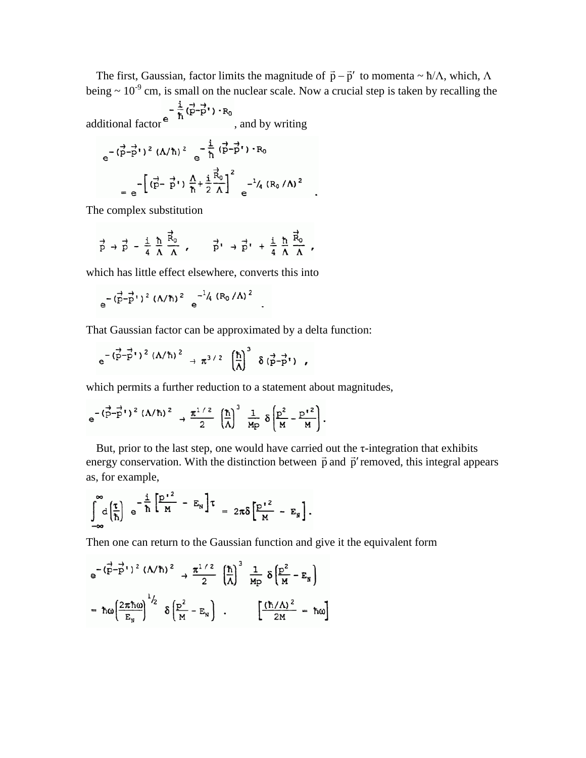The first, Gaussian, factor limits the magnitude of $\vec{p} - \vec{p}'$ to momenta ~ $\hbar/\Lambda$, which, $\Lambda$ being ~ $10^{-9}$ cm, is small on the nuclear scale. Now a crucial step is taken by recalling the additional factor $e^{-\frac{i}{\hbar}(\vec{p}-\vec{p}')\cdot R_0}$, and by writing

$$e^{-(\vec{p}-\vec{p}')^2(\Lambda/\hbar)^2}\, e^{-\frac{i}{\hbar}(\vec{p}-\vec{p}')\cdot R_0} = e^{-\left[(\vec{p}-\vec{p}')\frac{\Lambda}{\hbar}+\frac{i}{2}\frac{\vec{R}_0}{\Lambda}\right]^2} e^{-1/4\,(R_0/\Lambda)^2} .$$

The complex substitution

$$\vec{p} \to \vec{p} - \frac{i}{4}\frac{\hbar}{\Lambda}\frac{\vec{R}_0}{\Lambda}\, , \qquad \vec{p}' \to \vec{p}' + \frac{i}{4}\frac{\hbar}{\Lambda}\frac{\vec{R}_0}{\Lambda}\, ,$$

which has little effect elsewhere, converts this into

$$e^{-(\vec{p}-\vec{p}')^2(\Lambda/\hbar)^2}\, e^{-1/4\,(R_0/\Lambda)^2} .$$

That Gaussian factor can be approximated by a delta function:

$$e^{-(\vec{p}-\vec{p}')^2(\Lambda/\hbar)^2} \to \pi^{3/2}\left(\frac{\hbar}{\Lambda}\right)^3 \delta(\vec{p}-\vec{p}')\, ,$$

which permits a further reduction to a statement about magnitudes,

$$e^{-(\vec{p}-\vec{p}')^2(\Lambda/\hbar)^2} \to \frac{\pi^{1/2}}{2}\left(\frac{\hbar}{\Lambda}\right)^3 \frac{1}{Mp}\,\delta\!\left(\frac{p^2}{M}-\frac{p'^2}{M}\right).$$

But, prior to the last step, one would have carried out the $\tau$-integration that exhibits energy conservation. With the distinction between $\vec{p}$ and $\vec{p}'$ removed, this integral appears as, for example,

$$\int_{-\infty}^{\infty} d\left(\frac{\tau}{\hbar}\right) e^{-\frac{i}{\hbar}\left[\frac{p'^2}{M}-E_N\right]\tau} = 2\pi\delta\left[\frac{p'^2}{M}-E_N\right].$$

Then one can return to the Gaussian function and give it the equivalent form

$$e^{-(\vec{p}-\vec{p}')^2(\Lambda/\hbar)^2} \to \frac{\pi^{1/2}}{2}\left(\frac{\hbar}{\Lambda}\right)^3 \frac{1}{Mp}\,\delta\!\left(\frac{p^2}{M}-E_N\right)$$

$$= \hbar\omega\left(\frac{2\pi\hbar\omega}{E_N}\right)^{1/2}\delta\!\left(\frac{p^2}{M}-E_N\right) . \qquad \left[\frac{(\hbar/\Lambda)^2}{2M} = \hbar\omega\right]$$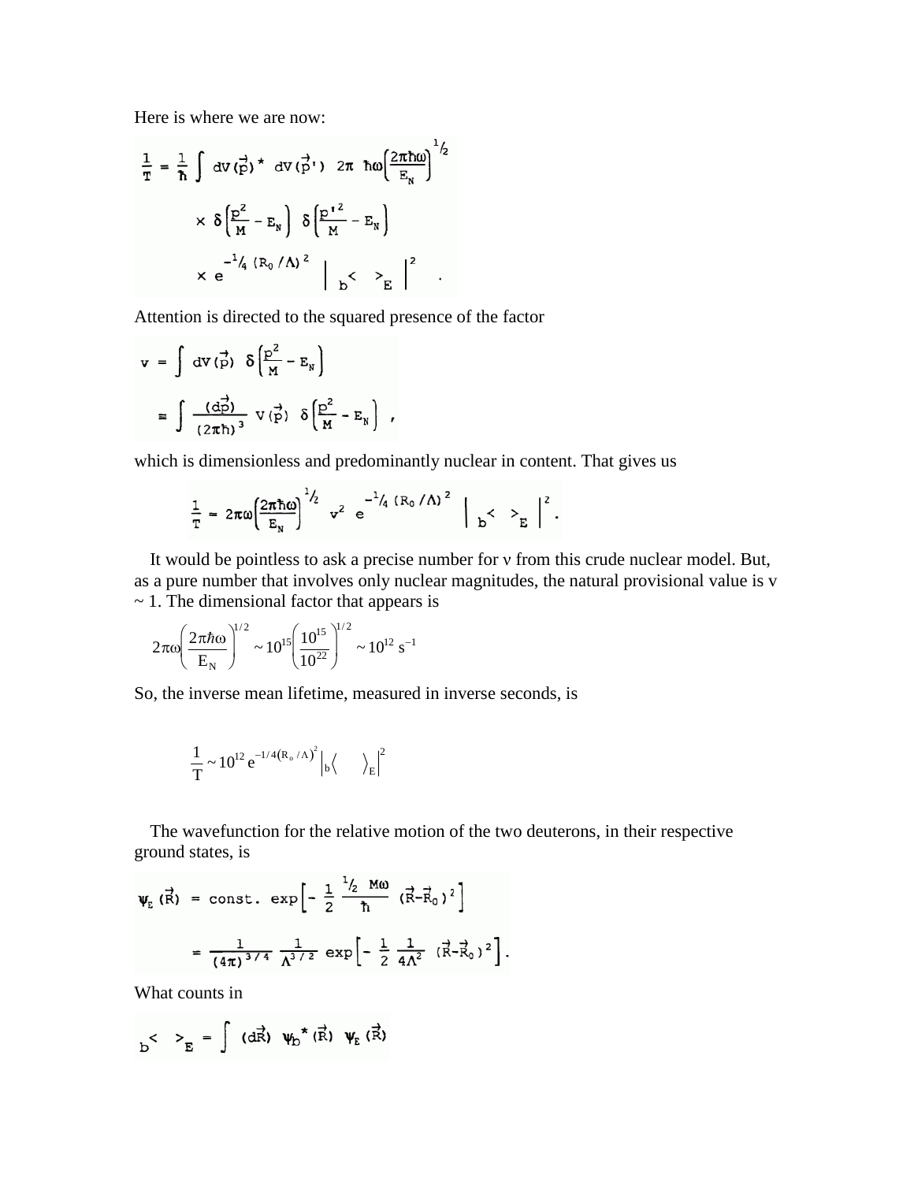Here is where we are now:

$$\frac{1}{T} = \frac{1}{\hbar} \int dV(\vec{p})^* \, dV(\vec{p}\,') \;\; 2\pi \;\; \hbar\omega\left(\frac{2\pi\hbar\omega}{E_N}\right)^{1/2}$$

$$\times \, \delta\left(\frac{p^2}{M} - E_N\right) \; \delta\left(\frac{p'^2}{M} - E_N\right)$$

$$\times \, e^{-1/4\,(R_0/\Lambda)^2} \;\; \left| \, {}_b\langle \quad \rangle_E \right|^2 \quad .$$

Attention is directed to the squared presence of the factor

$$v = \int dV(\vec{p}) \;\; \delta\left(\frac{p^2}{M} - E_N\right)$$

$$\equiv \int \frac{(d\vec{p})}{(2\pi\hbar)^3} \;\; V(\vec{p}) \;\; \delta\left(\frac{p^2}{M} - E_N\right) \;\; ,$$

which is dimensionless and predominantly nuclear in content. That gives us

$$\frac{1}{T} = 2\pi\omega\left(\frac{2\pi\hbar\omega}{E_N}\right)^{1/2} \; v^2 \; e^{-1/4\,(R_0/\Lambda)^2} \;\; \left| \, {}_b\langle \quad \rangle_E \right|^2 .$$

It would be pointless to ask a precise number for ν from this crude nuclear model. But, as a pure number that involves only nuclear magnitudes, the natural provisional value is v ~ 1. The dimensional factor that appears is

$$2\pi\omega\left(\frac{2\pi\hbar\omega}{E_N}\right)^{1/2} \sim 10^{15}\left(\frac{10^{15}}{10^{22}}\right)^{1/2} \sim 10^{12}\ \mathrm{s}^{-1}$$

So, the inverse mean lifetime, measured in inverse seconds, is

$$\frac{1}{T} \sim 10^{12}\, e^{-1/4\left(R_o/\Lambda\right)^2} \left| {}_b\langle \quad \rangle_E \right|^2$$

The wavefunction for the relative motion of the two deuterons, in their respective ground states, is

$$\psi_E(\vec{R}) = \text{const.}\; \exp\left[-\frac{1}{2}\,\frac{{}^{1}\!/_{2}\; M\omega}{\hbar}\;(\vec{R}-\vec{R}_0)^2\right]$$

$$= \frac{1}{(4\pi)^{3/4}}\;\frac{1}{\Lambda^{3/2}}\;\exp\left[-\frac{1}{2}\;\frac{1}{4\Lambda^2}\;(\vec{R}-\vec{R}_0)^2\right].$$

What counts in

$${}_b\langle \quad \rangle_E = \int (d\vec{R}) \;\; \psi_b^*(\vec{R}) \;\; \psi_E(\vec{R})$$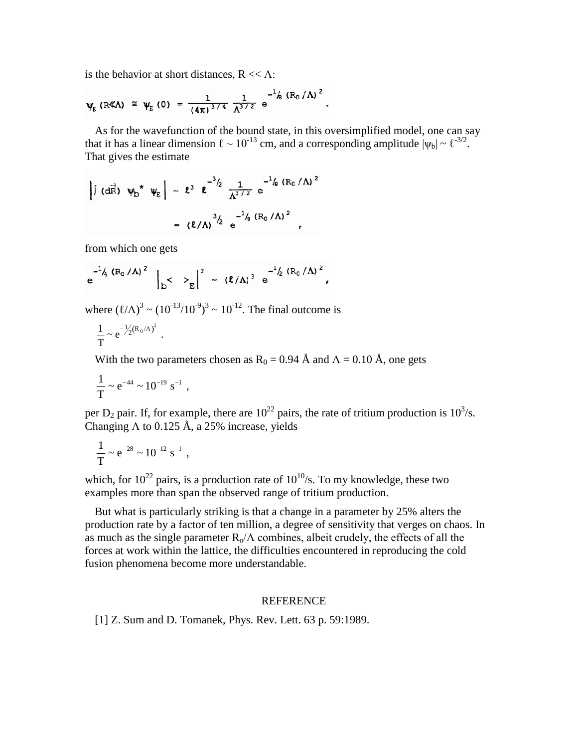is the behavior at short distances, R << Λ:

$$\psi_E(R \ll \Lambda) \cong \psi_E(0) = \frac{1}{(4\pi)^{3/4}} \frac{1}{\Lambda^{3/2}} e^{-1/8 (R_0/\Lambda)^2} .$$

As for the wavefunction of the bound state, in this oversimplified model, one can say that it has a linear dimension $\ell \sim 10^{-13}$ cm, and a corresponding amplitude $|\psi_b| \sim \ell^{-3/2}$. That gives the estimate

$$\left| \int (d\vec{R})\ \psi_b^*\ \psi_E \right| \sim \ell^3\ \ell^{-3/2} \frac{1}{\Lambda^{3/2}} e^{-1/8 (R_0/\Lambda)^2}$$

$$= (\ell/\Lambda)^{3/2} e^{-1/8 (R_0/\Lambda)^2} ,$$

from which one gets

$$e^{-1/4 (R_0/\Lambda)^2} \left|_b\langle\ \ \rangle_E\right|^2 \sim (\ell/\Lambda)^3\ e^{-1/2 (R_0/\Lambda)^2} ,$$

where $(\ell/\Lambda)^3 \sim (10^{-13}/10^{-9})^3 \sim 10^{-12}$. The final outcome is

$$\frac{1}{T} \sim e^{-1/2 (R_0/\Lambda)^2} .$$

With the two parameters chosen as $R_0 = 0.94$ Å and $\Lambda = 0.10$ Å, one gets

$$\frac{1}{T} \sim e^{-44} \sim 10^{-19}\ s^{-1} ,$$

per $D_2$ pair. If, for example, there are $10^{22}$ pairs, the rate of tritium production is $10^3$/s. Changing Λ to 0.125 Å, a 25% increase, yields

$$\frac{1}{T} \sim e^{-28} \sim 10^{-12}\ s^{-1} ,$$

which, for $10^{22}$ pairs, is a production rate of $10^{10}$/s. To my knowledge, these two examples more than span the observed range of tritium production.

But what is particularly striking is that a change in a parameter by 25% alters the production rate by a factor of ten million, a degree of sensitivity that verges on chaos. In as much as the single parameter $R_o/\Lambda$ combines, albeit crudely, the effects of all the forces at work within the lattice, the difficulties encountered in reproducing the cold fusion phenomena become more understandable.

## REFERENCE

[1] Z. Sum and D. Tomanek, Phys. Rev. Lett. 63 p. 59:1989.